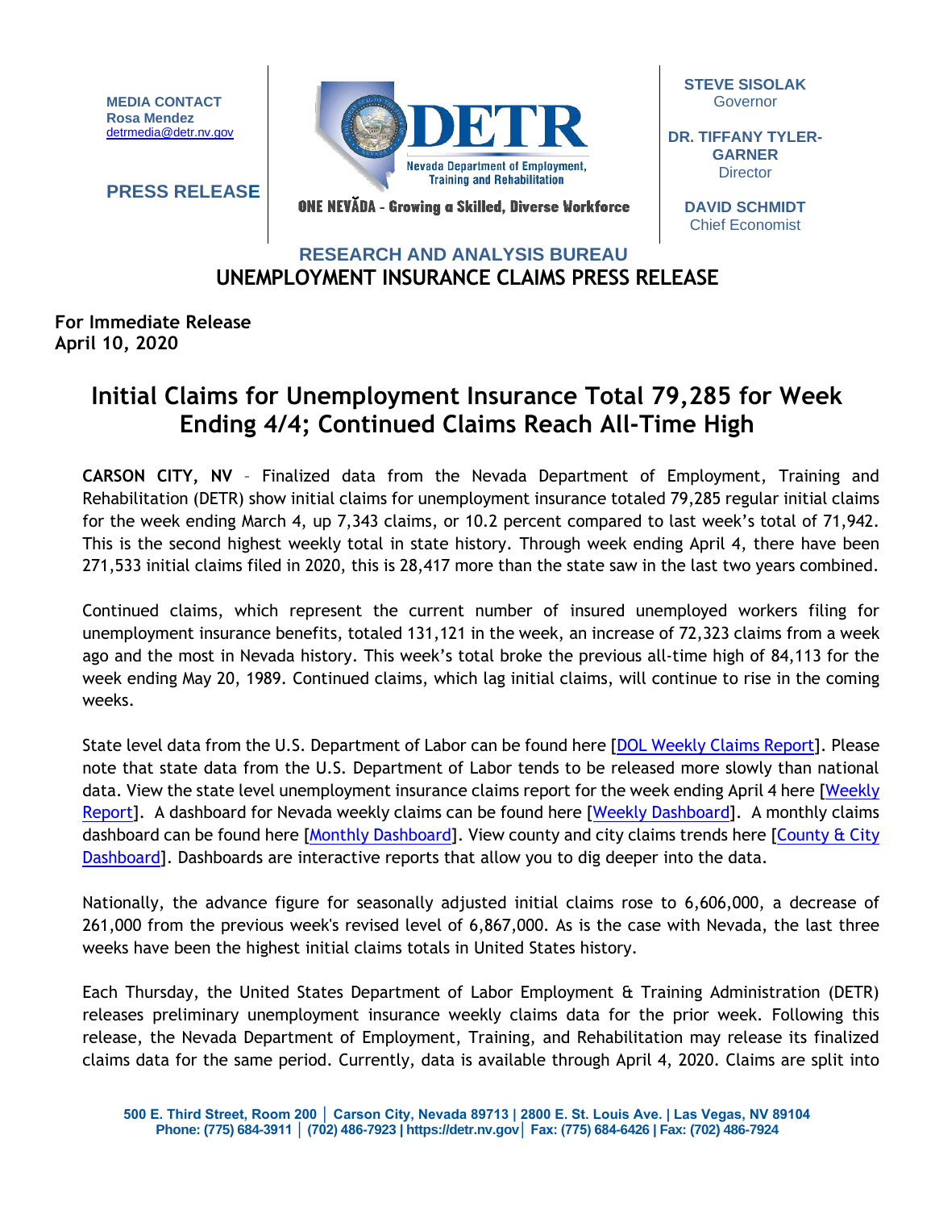MEDIA CONTACT
Rosa Mendez
detrmedia@detr.nv.gov

**PRESS RELEASE**

DETR
Nevada Department of Employment, Training and Rehabilitation

ONE NEVĂDA - Growing a Skilled, Diverse Workforce

**STEVE SISOLAK**
Governor

**DR. TIFFANY TYLER-GARNER**
Director

**DAVID SCHMIDT**
Chief Economist

**RESEARCH AND ANALYSIS BUREAU**

**UNEMPLOYMENT INSURANCE CLAIMS PRESS RELEASE**

**For Immediate Release**
**April 10, 2020**

# Initial Claims for Unemployment Insurance Total 79,285 for Week Ending 4/4; Continued Claims Reach All-Time High

**CARSON CITY, NV** – Finalized data from the Nevada Department of Employment, Training and Rehabilitation (DETR) show initial claims for unemployment insurance totaled 79,285 regular initial claims for the week ending March 4, up 7,343 claims, or 10.2 percent compared to last week's total of 71,942. This is the second highest weekly total in state history. Through week ending April 4, there have been 271,533 initial claims filed in 2020, this is 28,417 more than the state saw in the last two years combined.

Continued claims, which represent the current number of insured unemployed workers filing for unemployment insurance benefits, totaled 131,121 in the week, an increase of 72,323 claims from a week ago and the most in Nevada history. This week's total broke the previous all-time high of 84,113 for the week ending May 20, 1989. Continued claims, which lag initial claims, will continue to rise in the coming weeks.

State level data from the U.S. Department of Labor can be found here [DOL Weekly Claims Report]. Please note that state data from the U.S. Department of Labor tends to be released more slowly than national data. View the state level unemployment insurance claims report for the week ending April 4 here [Weekly Report]. A dashboard for Nevada weekly claims can be found here [Weekly Dashboard]. A monthly claims dashboard can be found here [Monthly Dashboard]. View county and city claims trends here [County & City Dashboard]. Dashboards are interactive reports that allow you to dig deeper into the data.

Nationally, the advance figure for seasonally adjusted initial claims rose to 6,606,000, a decrease of 261,000 from the previous week's revised level of 6,867,000. As is the case with Nevada, the last three weeks have been the highest initial claims totals in United States history.

Each Thursday, the United States Department of Labor Employment & Training Administration (DETR) releases preliminary unemployment insurance weekly claims data for the prior week. Following this release, the Nevada Department of Employment, Training, and Rehabilitation may release its finalized claims data for the same period. Currently, data is available through April 4, 2020. Claims are split into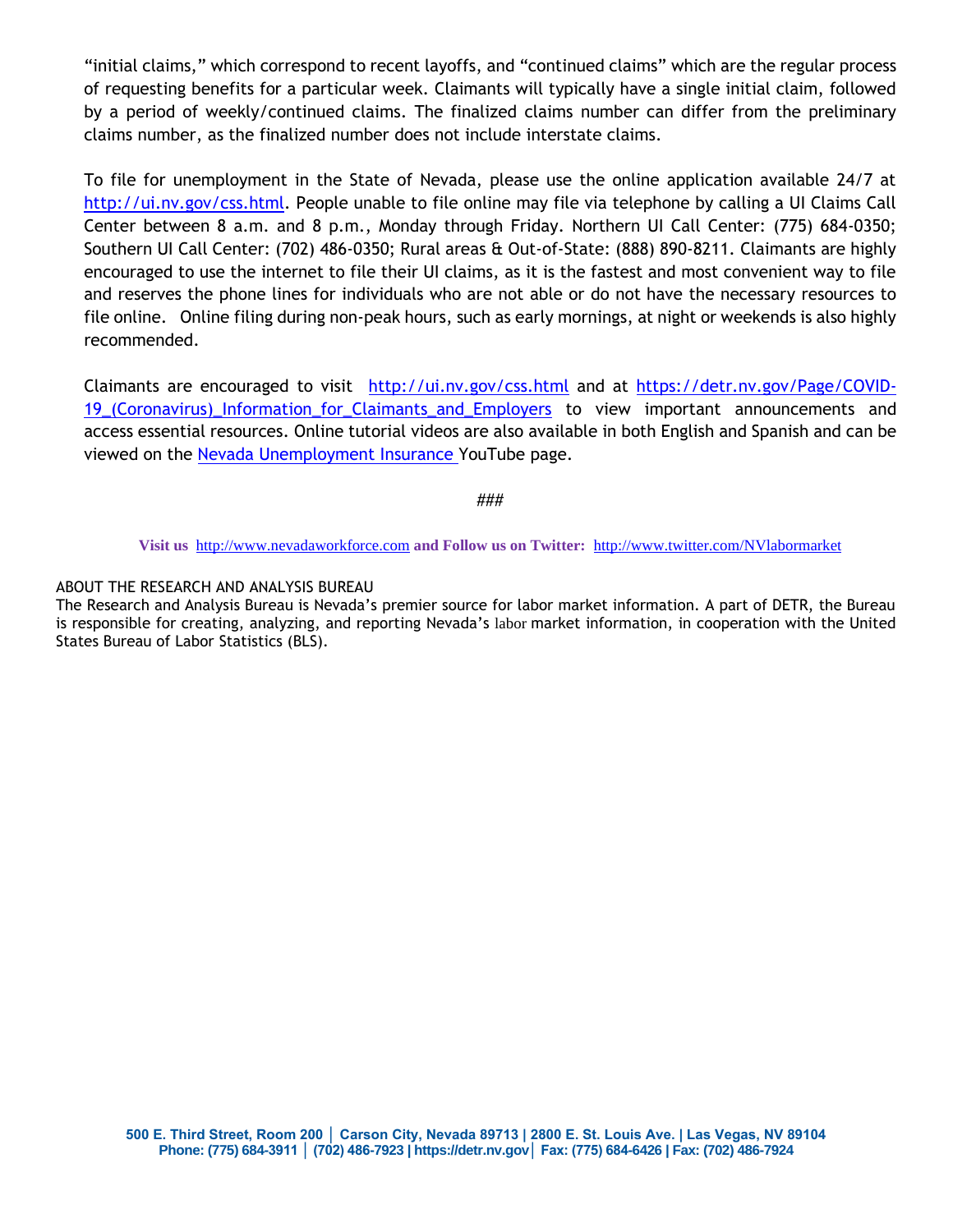"initial claims," which correspond to recent layoffs, and "continued claims" which are the regular process of requesting benefits for a particular week. Claimants will typically have a single initial claim, followed by a period of weekly/continued claims. The finalized claims number can differ from the preliminary claims number, as the finalized number does not include interstate claims.

To file for unemployment in the State of Nevada, please use the online application available 24/7 at [http://ui.nv.gov/css.html](http://ui.nv.gov/css.html). People unable to file online may file via telephone by calling a UI Claims Call Center between 8 a.m. and 8 p.m., Monday through Friday. Northern UI Call Center: (775) 684-0350; Southern UI Call Center: (702) 486-0350; Rural areas & Out-of-State: (888) 890-8211. Claimants are highly encouraged to use the internet to file their UI claims, as it is the fastest and most convenient way to file and reserves the phone lines for individuals who are not able or do not have the necessary resources to file online. Online filing during non-peak hours, such as early mornings, at night or weekends is also highly recommended.

Claimants are encouraged to visit [http://ui.nv.gov/css.html](http://ui.nv.gov/css.html) and at [https://detr.nv.gov/Page/COVID-19_(Coronavirus)_Information_for_Claimants_and_Employers](https://detr.nv.gov/Page/COVID-19_(Coronavirus)_Information_for_Claimants_and_Employers) to view important announcements and access essential resources. Online tutorial videos are also available in both English and Spanish and can be viewed on the Nevada Unemployment Insurance YouTube page.

###

**Visit us** [http://www.nevadaworkforce.com](http://www.nevadaworkforce.com) **and Follow us on Twitter:** [http://www.twitter.com/NVlabormarket](http://www.twitter.com/NVlabormarket)

ABOUT THE RESEARCH AND ANALYSIS BUREAU

The Research and Analysis Bureau is Nevada's premier source for labor market information. A part of DETR, the Bureau is responsible for creating, analyzing, and reporting Nevada's labor market information, in cooperation with the United States Bureau of Labor Statistics (BLS).

**500 E. Third Street, Room 200 │ Carson City, Nevada 89713 | 2800 E. St. Louis Ave. | Las Vegas, NV 89104**
**Phone: (775) 684-3911 │ (702) 486-7923 | https://detr.nv.gov│ Fax: (775) 684-6426 | Fax: (702) 486-7924**